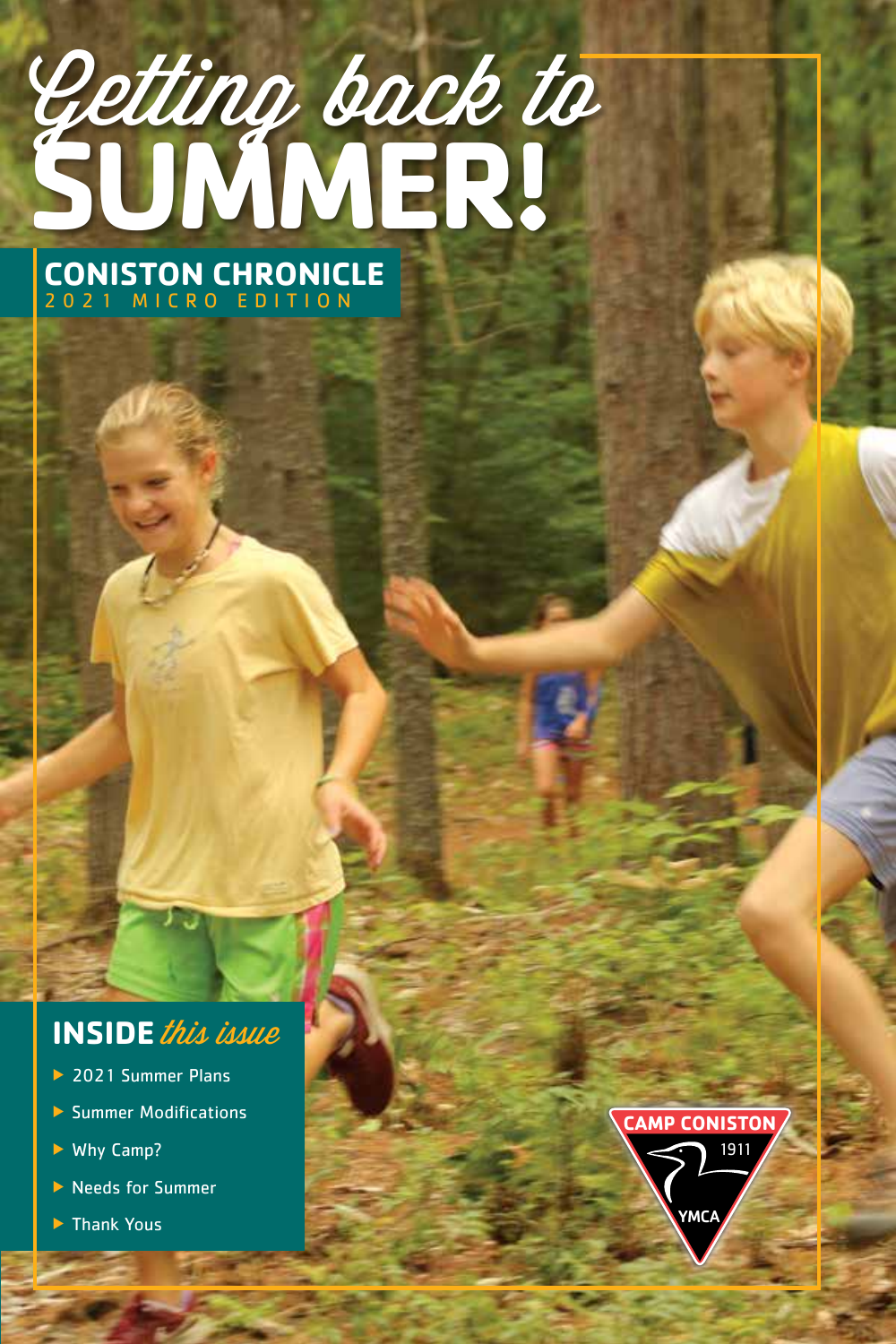# Getting back to SUMMER!

## CONISTON CHRONICLE

2021 MICRO EDITION

## INSIDE *this issue*

- 2021 Summer Plans
- Summer Modifications
- Why Camp?
- Needs for Summer
- Thank Yous

CAMP CONISTON 1911 YMCA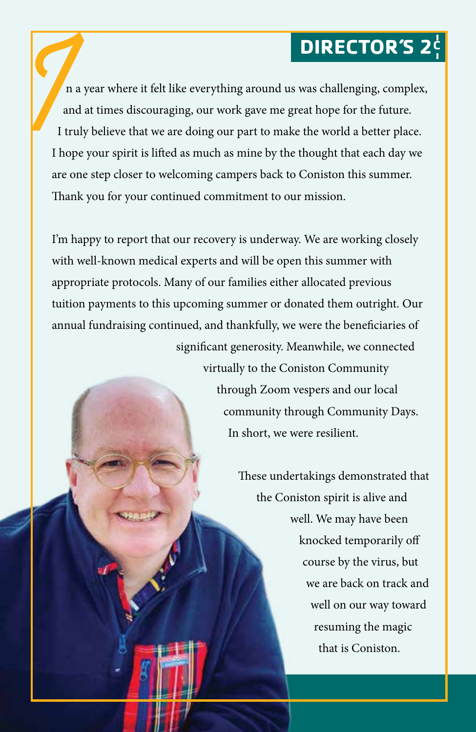# DIRECTOR'S 2¢

In a year where it felt like everything around us was challenging, complex, and at times discouraging, our work gave me great hope for the future. I truly believe that we are doing our part to make the world a better place. I hope your spirit is lifted as much as mine by the thought that each day we are one step closer to welcoming campers back to Coniston this summer. Thank you for your continued commitment to our mission.

I'm happy to report that our recovery is underway. We are working closely with well-known medical experts and will be open this summer with appropriate protocols. Many of our families either allocated previous tuition payments to this upcoming summer or donated them outright. Our annual fundraising continued, and thankfully, we were the beneficiaries of significant generosity. Meanwhile, we connected virtually to the Coniston Community through Zoom vespers and our local community through Community Days. In short, we were resilient.

These undertakings demonstrated that the Coniston spirit is alive and well. We may have been knocked temporarily off course by the virus, but we are back on track and well on our way toward resuming the magic that is Coniston.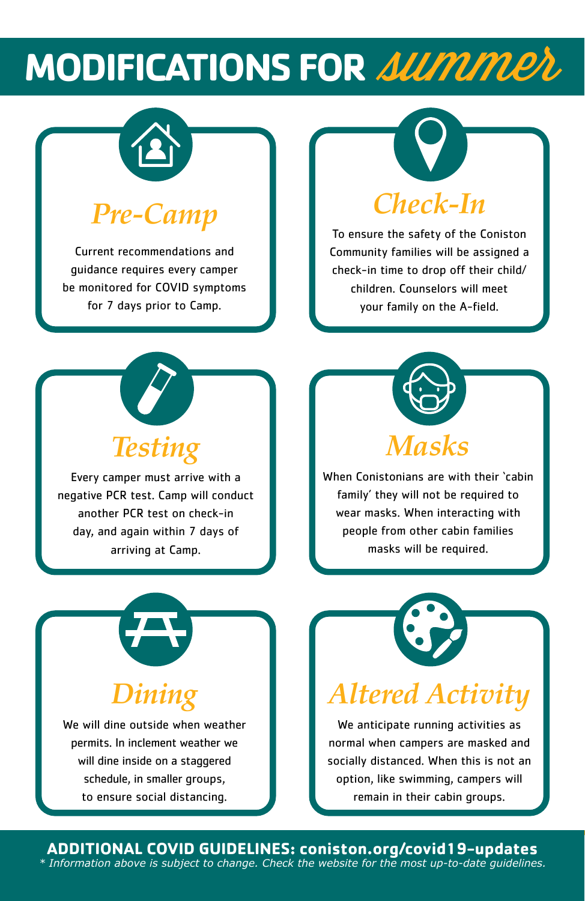# MODIFICATIONS FOR *summer*

## *Pre-Camp*

Current recommendations and guidance requires every camper be monitored for COVID symptoms for 7 days prior to Camp.

## *Check-In*

To ensure the safety of the Coniston Community families will be assigned a check-in time to drop off their child/ children. Counselors will meet your family on the A-field.

## *Testing*

Every camper must arrive with a negative PCR test. Camp will conduct another PCR test on check-in day, and again within 7 days of arriving at Camp.

## *Masks*

When Conistonians are with their 'cabin family' they will not be required to wear masks. When interacting with people from other cabin families masks will be required.

## *Dining*

We will dine outside when weather permits. In inclement weather we will dine inside on a staggered schedule, in smaller groups, to ensure social distancing.

## *Altered Activity*

We anticipate running activities as normal when campers are masked and socially distanced. When this is not an option, like swimming, campers will remain in their cabin groups.

**ADDITIONAL COVID GUIDELINES: coniston.org/covid19-updates**

*\* Information above is subject to change. Check the website for the most up-to-date guidelines.*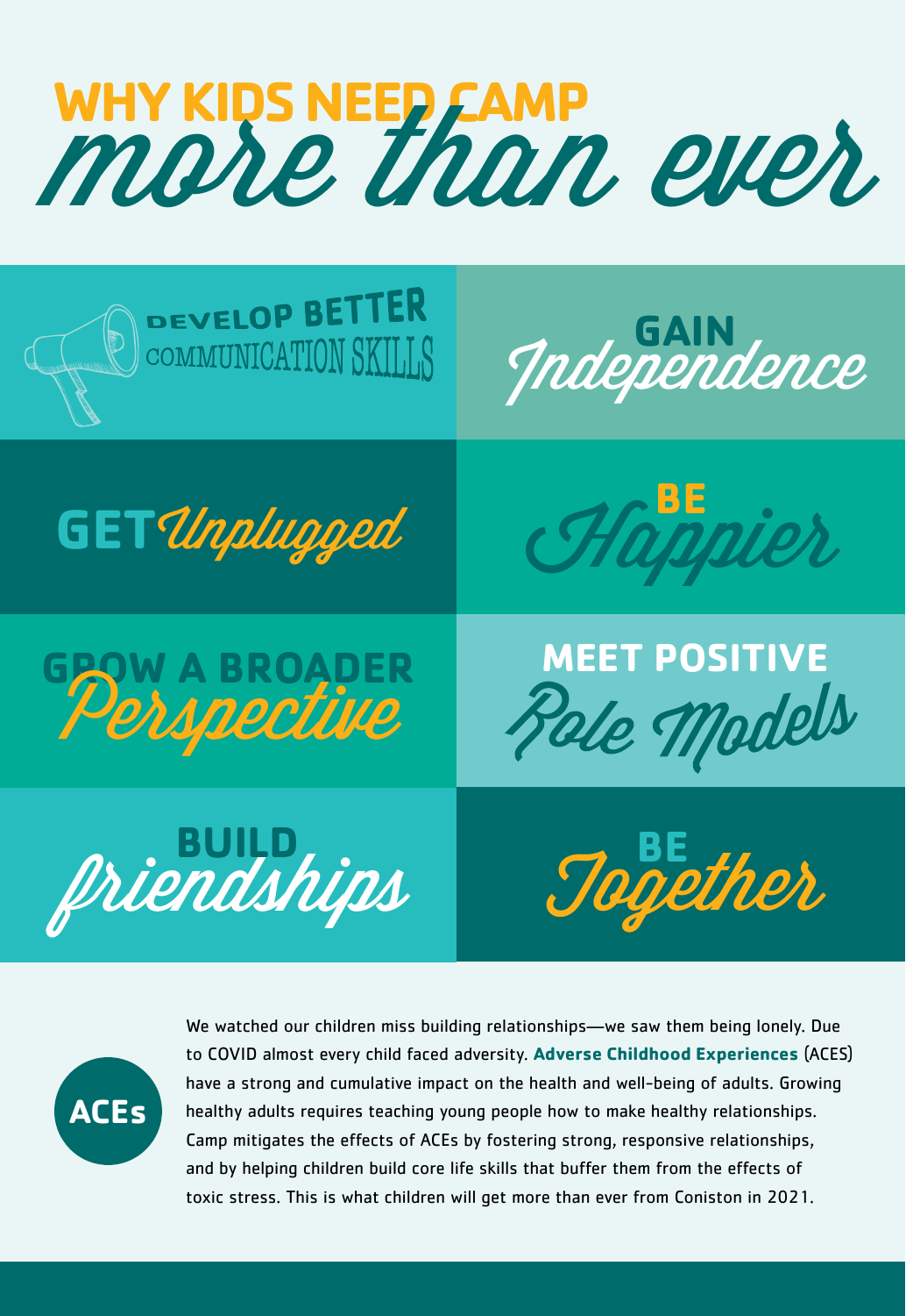# WHY KIDS NEED CAMP *more than ever*

- DEVELOP BETTER COMMUNICATION SKILLS
- GAIN *Independence*
- GET *Unplugged*
- BE *Happier*
- GROW A BROADER *Perspective*
- MEET POSITIVE *Role Models*
- BUILD *friendships*
- BE *Together*

## ACEs

We watched our children miss building relationships—we saw them being lonely. Due to COVID almost every child faced adversity. **Adverse Childhood Experiences** (ACES) have a strong and cumulative impact on the health and well-being of adults. Growing healthy adults requires teaching young people how to make healthy relationships. Camp mitigates the effects of ACEs by fostering strong, responsive relationships, and by helping children build core life skills that buffer them from the effects of toxic stress. This is what children will get more than ever from Coniston in 2021.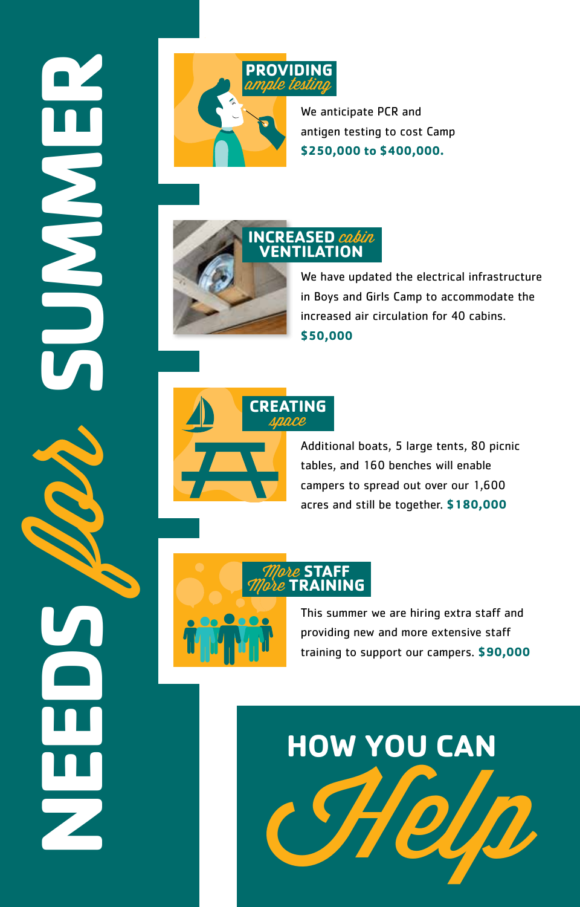# NEEDS *for* SUMMER

## PROVIDING *ample testing*

We anticipate PCR and antigen testing to cost Camp **$250,000 to $400,000.**

## INCREASED *cabin* VENTILATION

We have updated the electrical infrastructure in Boys and Girls Camp to accommodate the increased air circulation for 40 cabins. **$50,000**

## CREATING *space*

Additional boats, 5 large tents, 80 picnic tables, and 160 benches will enable campers to spread out over our 1,600 acres and still be together. **$180,000**

## *More* STAFF *More* TRAINING

This summer we are hiring extra staff and providing new and more extensive staff training to support our campers. **$90,000**

# HOW YOU CAN *Help*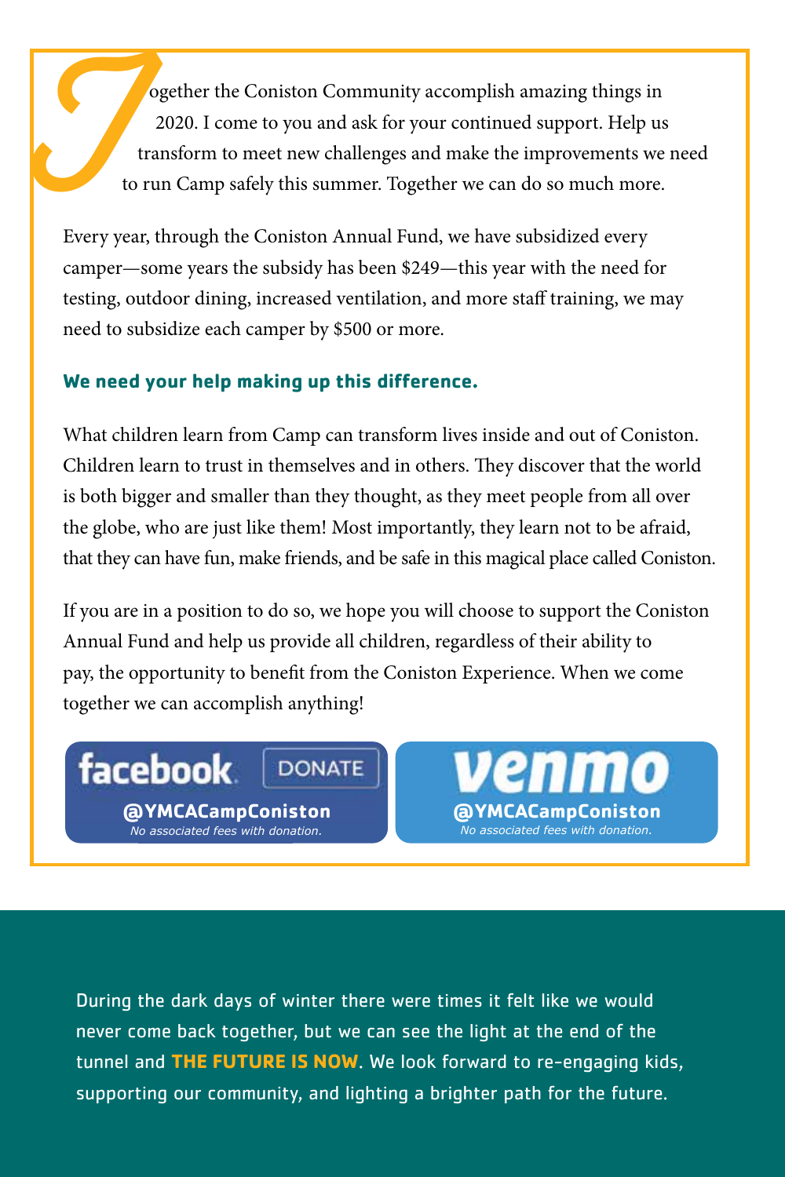Together the Coniston Community accomplish amazing things in 2020. I come to you and ask for your continued support. Help us transform to meet new challenges and make the improvements we need to run Camp safely this summer. Together we can do so much more.

Every year, through the Coniston Annual Fund, we have subsidized every camper—some years the subsidy has been $249—this year with the need for testing, outdoor dining, increased ventilation, and more staff training, we may need to subsidize each camper by $500 or more.

**We need your help making up this difference.**

What children learn from Camp can transform lives inside and out of Coniston. Children learn to trust in themselves and in others. They discover that the world is both bigger and smaller than they thought, as they meet people from all over the globe, who are just like them! Most importantly, they learn not to be afraid, that they can have fun, make friends, and be safe in this magical place called Coniston.

If you are in a position to do so, we hope you will choose to support the Coniston Annual Fund and help us provide all children, regardless of their ability to pay, the opportunity to benefit from the Coniston Experience. When we come together we can accomplish anything!

**facebook** DONATE
**@YMCACampConiston**
*No associated fees with donation.*

**venmo**
**@YMCACampConiston**
*No associated fees with donation.*

During the dark days of winter there were times it felt like we would never come back together, but we can see the light at the end of the tunnel and **THE FUTURE IS NOW**. We look forward to re-engaging kids, supporting our community, and lighting a brighter path for the future.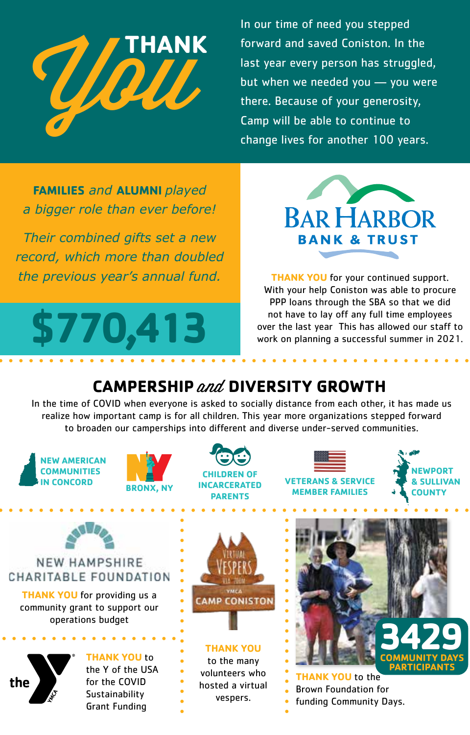# THANK *You*

In our time of need you stepped forward and saved Coniston. In the last year every person has struggled, but when we needed you — you were there. Because of your generosity, Camp will be able to continue to change lives for another 100 years.

***FAMILIES and ALUMNI played a bigger role than ever before!***

*Their combined gifts set a new record, which more than doubled the previous year's annual fund.*

**$770,413**

BAR HARBOR BANK & TRUST

**THANK YOU** for your continued support. With your help Coniston was able to procure PPP loans through the SBA so that we did not have to lay off any full time employees over the last year This has allowed our staff to work on planning a successful summer in 2021.

## CAMPERSHIP *and* DIVERSITY GROWTH

In the time of COVID when everyone is asked to socially distance from each other, it has made us realize how important camp is for all children. This year more organizations stepped forward to broaden our camperships into different and diverse under-served communities.

- NEW AMERICAN COMMUNITIES IN CONCORD
- BRONX, NY
- CHILDREN OF INCARCERATED PARENTS
- VETERANS & SERVICE MEMBER FAMILIES
- NEWPORT & SULLIVAN COUNTY

NEW HAMPSHIRE CHARITABLE FOUNDATION

**THANK YOU** for providing us a community grant to support our operations budget

**THANK YOU** to the Y of the USA for the COVID Sustainability Grant Funding

VIRTUAL VESPERS VIA ZOOM — YMCA CAMP CONISTON

**THANK YOU** to the many volunteers who hosted a virtual vespers.

**3429** COMMUNITY DAYS PARTICIPANTS

**THANK YOU** to the Brown Foundation for funding Community Days.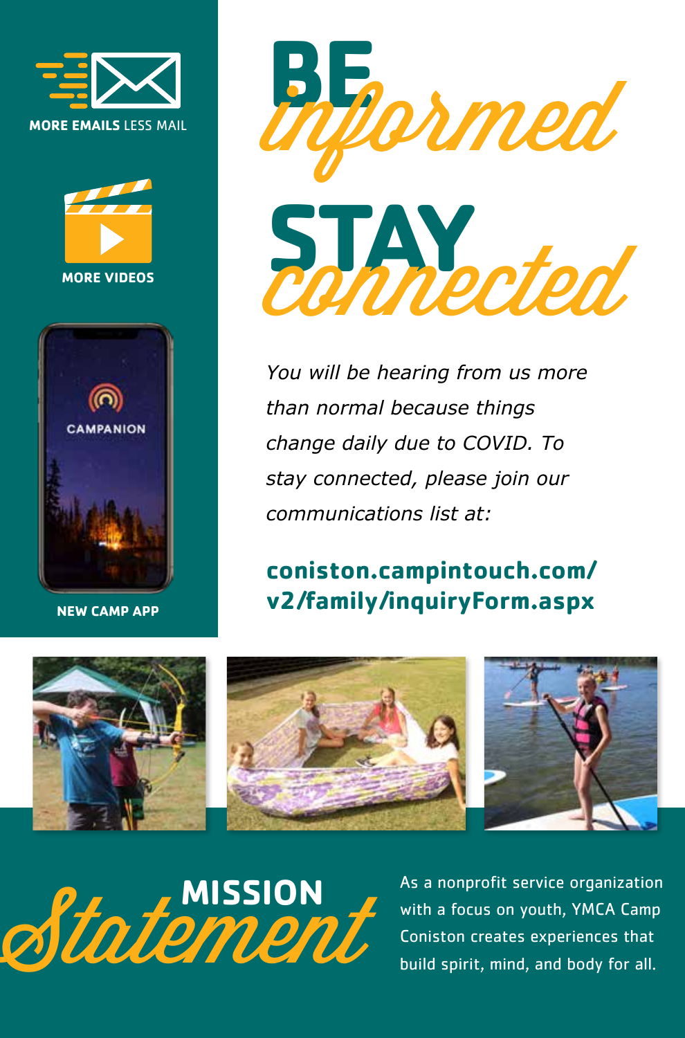MORE EMAILS LESS MAIL

MORE VIDEOS

NEW CAMP APP

# BE *informed*

# STAY *connected*

*You will be hearing from us more than normal because things change daily due to COVID. To stay connected, please join our communications list at:*

**coniston.campintouch.com/v2/family/inquiryForm.aspx**

## MISSION *Statement*

As a nonprofit service organization with a focus on youth, YMCA Camp Coniston creates experiences that build spirit, mind, and body for all.